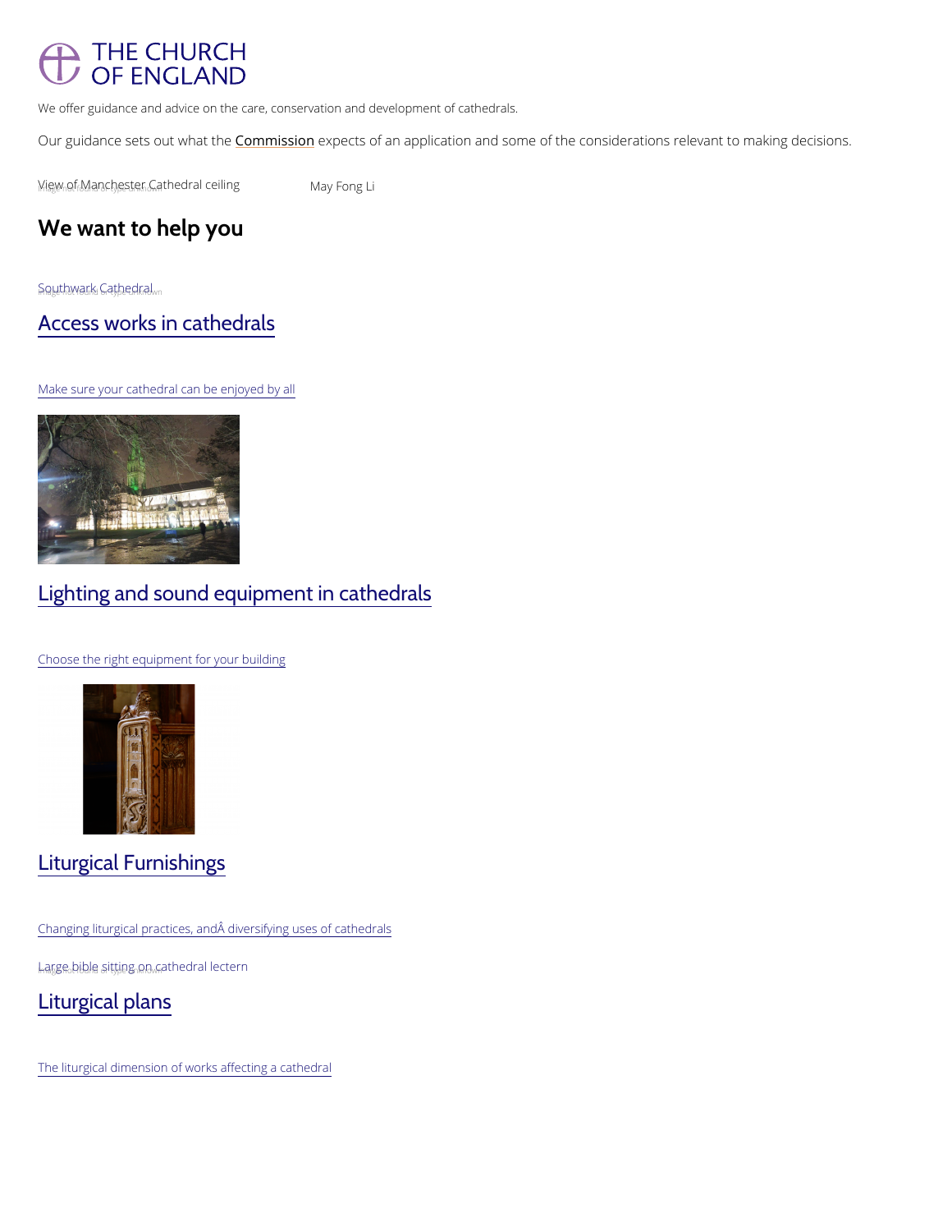THE CHURCH OF ENGLAND

We offer guidance and advice on the care, conservation and development of cathedrals.

Our guidance sets out what the Commission expects of an application and some of the considerations relevant to making decisions.

View of Manchester Cathedral ceiling

May Fong Li

## We want to help you

Southwark Cathedral

### Access works in cathedrals

Make sure your cathedral can be enjoyed by all

### Lighting and sound equipment in cathedrals

Choose the right equipment for your building

### Liturgical Furnishings

Changing liturgical practices, andÂ diversifying uses of cathedrals

Large bible sitting on cathedral lectern

### Liturgical plans

The liturgical dimension of works affecting a cathedral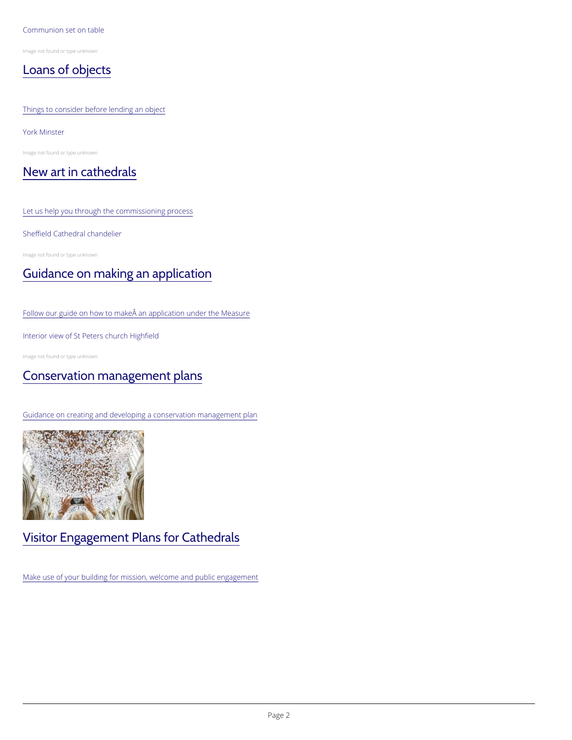Communion set on table

Image not found or type unknown

## Loans of objects

Things to consider before lending an object

York Minster

Image not found or type unknown

## New art in cathedrals

Let us help you through the commissioning process

Sheffield Cathedral chandelier

Image not found or type unknown

## Guidance on making an application

Follow our guide on how to makeÂ an application under the Measure

Interior view of St Peters church Highfield

Image not found or type unknown

## Conservation management plans

Guidance on creating and developing a conservation management plan

## Visitor Engagement Plans for Cathedrals

Make use of your building for mission, welcome and public engagement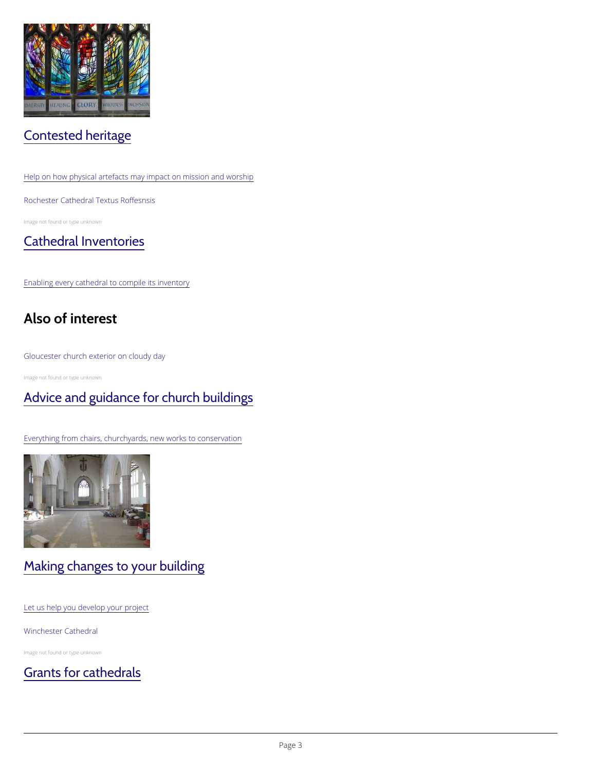## Contested heritage

Help on how physical artefacts may impact on mission and worship

Rochester Cathedral Textus Roffesnsis

Image not found or type unknown

## Cathedral Inventories

Enabling every cathedral to compile its inventory

# Also of interest

Gloucester church exterior on cloudy day

Image not found or type unknown

## Advice and guidance for church buildings

Everything from chairs, churchyards, new works to conservation

## Making changes to your building

Let us help you develop your project

Winchester Cathedral

Image not found or type unknown

## Grants for cathedrals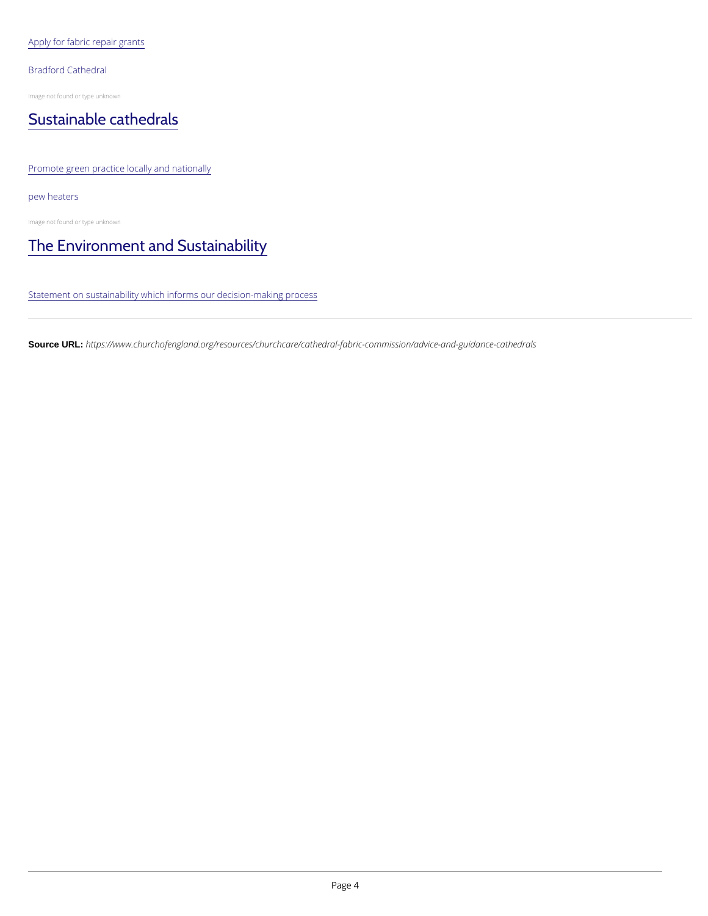Apply for fabric repair grants

Bradford Cathedral

Image not found or type unknown

## Sustainable cathedrals

Promote green practice locally and nationally

pew heaters

Image not found or type unknown

## The Environment and Sustainability

Statement on sustainability which informs our decision-making process

---

**Source URL:** *https://www.churchofengland.org/resources/churchcare/cathedral-fabric-commission/advice-and-guidance-cathedrals*